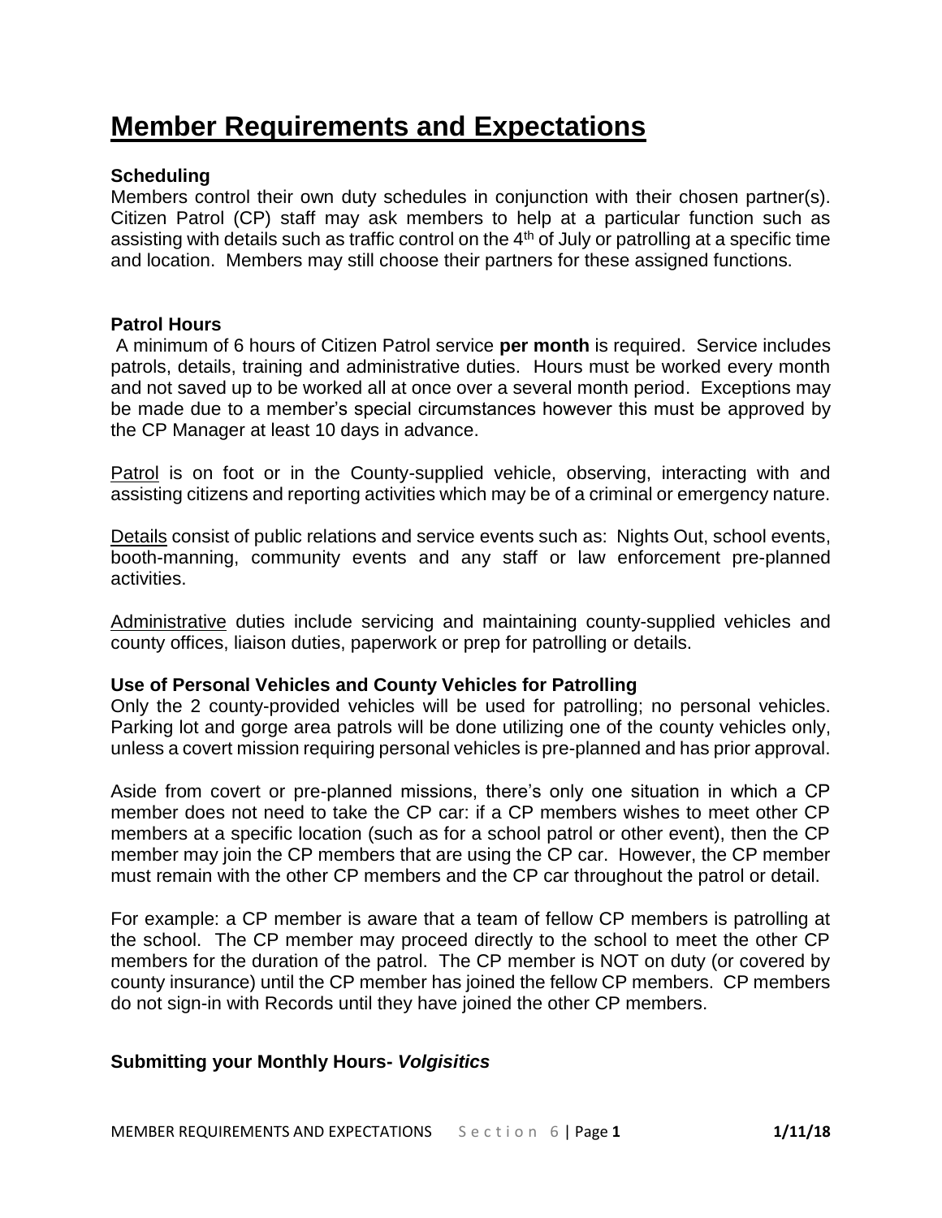# Member Requirements and Expectations

### Scheduling

Members control their own duty schedules in conjunction with their chosen partner(s). Citizen Patrol (CP) staff may ask members to help at a particular function such as assisting with details such as traffic control on the 4th of July or patrolling at a specific time and location. Members may still choose their partners for these assigned functions.

### Patrol Hours

A minimum of 6 hours of Citizen Patrol service **per month** is required. Service includes patrols, details, training and administrative duties. Hours must be worked every month and not saved up to be worked all at once over a several month period. Exceptions may be made due to a member's special circumstances however this must be approved by the CP Manager at least 10 days in advance.

<u>Patrol</u> is on foot or in the County-supplied vehicle, observing, interacting with and assisting citizens and reporting activities which may be of a criminal or emergency nature.

<u>Details</u> consist of public relations and service events such as: Nights Out, school events, booth-manning, community events and any staff or law enforcement pre-planned activities.

<u>Administrative</u> duties include servicing and maintaining county-supplied vehicles and county offices, liaison duties, paperwork or prep for patrolling or details.

### Use of Personal Vehicles and County Vehicles for Patrolling

Only the 2 county-provided vehicles will be used for patrolling; no personal vehicles. Parking lot and gorge area patrols will be done utilizing one of the county vehicles only, unless a covert mission requiring personal vehicles is pre-planned and has prior approval.

Aside from covert or pre-planned missions, there's only one situation in which a CP member does not need to take the CP car: if a CP members wishes to meet other CP members at a specific location (such as for a school patrol or other event), then the CP member may join the CP members that are using the CP car. However, the CP member must remain with the other CP members and the CP car throughout the patrol or detail.

For example: a CP member is aware that a team of fellow CP members is patrolling at the school. The CP member may proceed directly to the school to meet the other CP members for the duration of the patrol. The CP member is NOT on duty (or covered by county insurance) until the CP member has joined the fellow CP members. CP members do not sign-in with Records until they have joined the other CP members.

### Submitting your Monthly Hours- *Volgisitics*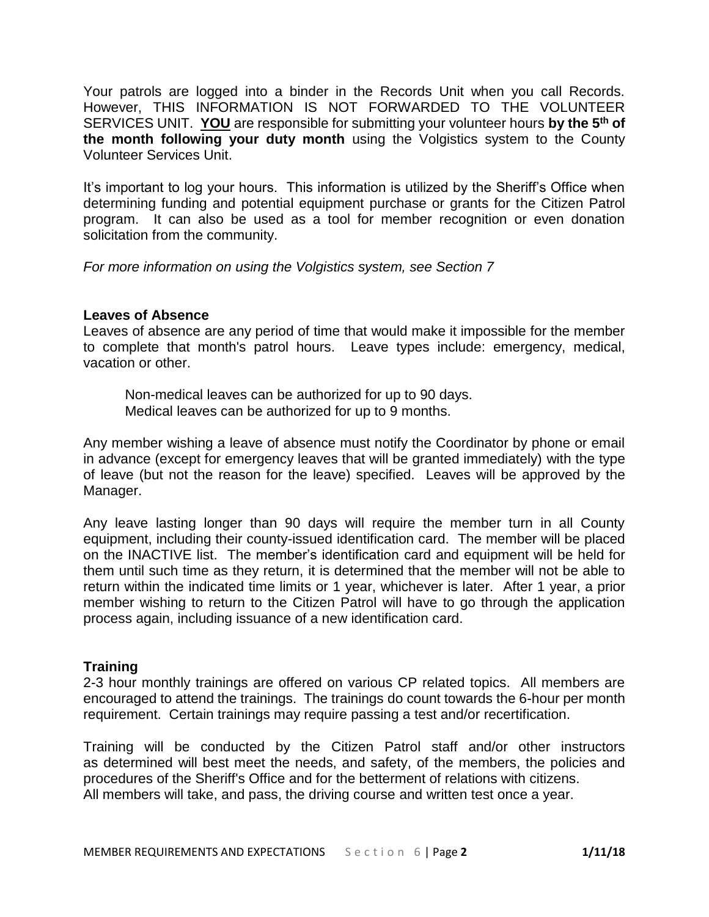Your patrols are logged into a binder in the Records Unit when you call Records. However, THIS INFORMATION IS NOT FORWARDED TO THE VOLUNTEER SERVICES UNIT. **YOU** are responsible for submitting your volunteer hours **by the 5th of the month following your duty month** using the Volgistics system to the County Volunteer Services Unit.

It's important to log your hours. This information is utilized by the Sheriff's Office when determining funding and potential equipment purchase or grants for the Citizen Patrol program. It can also be used as a tool for member recognition or even donation solicitation from the community.

*For more information on using the Volgistics system, see Section 7*

### Leaves of Absence

Leaves of absence are any period of time that would make it impossible for the member to complete that month's patrol hours. Leave types include: emergency, medical, vacation or other.

> Non-medical leaves can be authorized for up to 90 days.
> Medical leaves can be authorized for up to 9 months.

Any member wishing a leave of absence must notify the Coordinator by phone or email in advance (except for emergency leaves that will be granted immediately) with the type of leave (but not the reason for the leave) specified. Leaves will be approved by the Manager.

Any leave lasting longer than 90 days will require the member turn in all County equipment, including their county-issued identification card. The member will be placed on the INACTIVE list. The member's identification card and equipment will be held for them until such time as they return, it is determined that the member will not be able to return within the indicated time limits or 1 year, whichever is later. After 1 year, a prior member wishing to return to the Citizen Patrol will have to go through the application process again, including issuance of a new identification card.

### Training

2-3 hour monthly trainings are offered on various CP related topics. All members are encouraged to attend the trainings. The trainings do count towards the 6-hour per month requirement. Certain trainings may require passing a test and/or recertification.

Training will be conducted by the Citizen Patrol staff and/or other instructors as determined will best meet the needs, and safety, of the members, the policies and procedures of the Sheriff's Office and for the betterment of relations with citizens.
All members will take, and pass, the driving course and written test once a year.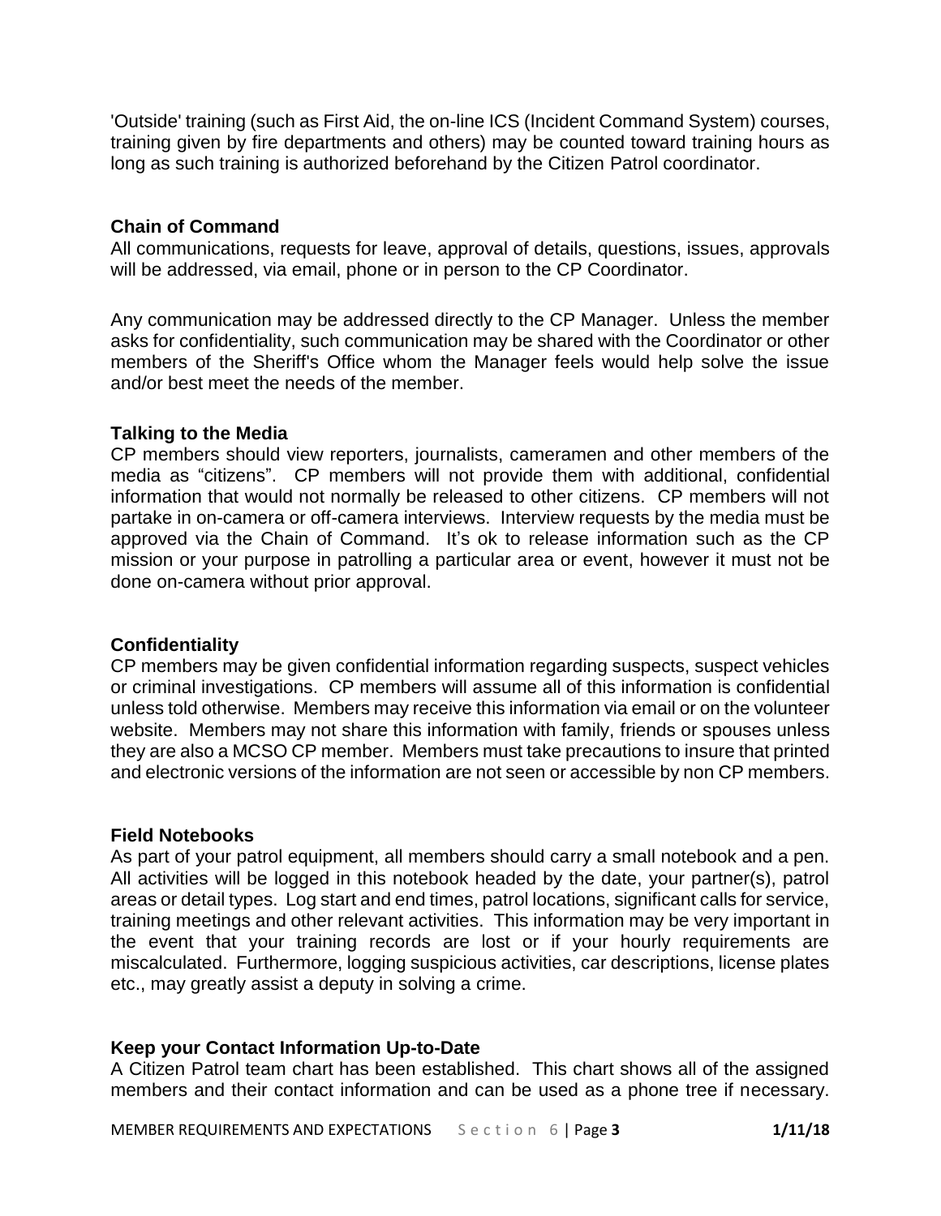'Outside' training (such as First Aid, the on-line ICS (Incident Command System) courses, training given by fire departments and others) may be counted toward training hours as long as such training is authorized beforehand by the Citizen Patrol coordinator.

### Chain of Command

All communications, requests for leave, approval of details, questions, issues, approvals will be addressed, via email, phone or in person to the CP Coordinator.

Any communication may be addressed directly to the CP Manager. Unless the member asks for confidentiality, such communication may be shared with the Coordinator or other members of the Sheriff's Office whom the Manager feels would help solve the issue and/or best meet the needs of the member.

### Talking to the Media

CP members should view reporters, journalists, cameramen and other members of the media as "citizens". CP members will not provide them with additional, confidential information that would not normally be released to other citizens. CP members will not partake in on-camera or off-camera interviews. Interview requests by the media must be approved via the Chain of Command. It's ok to release information such as the CP mission or your purpose in patrolling a particular area or event, however it must not be done on-camera without prior approval.

### Confidentiality

CP members may be given confidential information regarding suspects, suspect vehicles or criminal investigations. CP members will assume all of this information is confidential unless told otherwise. Members may receive this information via email or on the volunteer website. Members may not share this information with family, friends or spouses unless they are also a MCSO CP member. Members must take precautions to insure that printed and electronic versions of the information are not seen or accessible by non CP members.

### Field Notebooks

As part of your patrol equipment, all members should carry a small notebook and a pen. All activities will be logged in this notebook headed by the date, your partner(s), patrol areas or detail types. Log start and end times, patrol locations, significant calls for service, training meetings and other relevant activities. This information may be very important in the event that your training records are lost or if your hourly requirements are miscalculated. Furthermore, logging suspicious activities, car descriptions, license plates etc., may greatly assist a deputy in solving a crime.

### Keep your Contact Information Up-to-Date

A Citizen Patrol team chart has been established. This chart shows all of the assigned members and their contact information and can be used as a phone tree if necessary.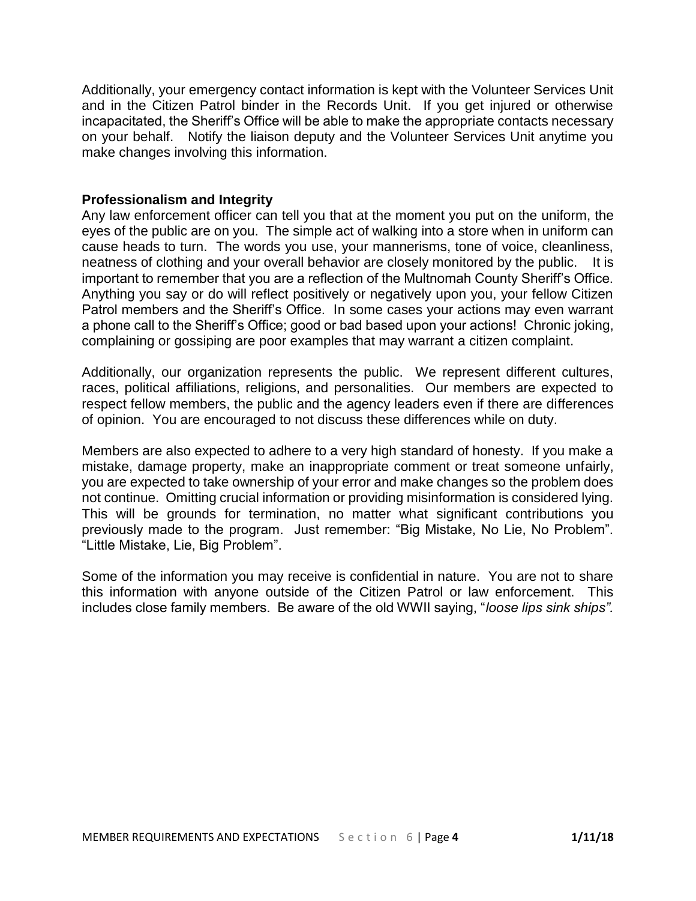Additionally, your emergency contact information is kept with the Volunteer Services Unit and in the Citizen Patrol binder in the Records Unit. If you get injured or otherwise incapacitated, the Sheriff's Office will be able to make the appropriate contacts necessary on your behalf. Notify the liaison deputy and the Volunteer Services Unit anytime you make changes involving this information.

**Professionalism and Integrity**

Any law enforcement officer can tell you that at the moment you put on the uniform, the eyes of the public are on you. The simple act of walking into a store when in uniform can cause heads to turn. The words you use, your mannerisms, tone of voice, cleanliness, neatness of clothing and your overall behavior are closely monitored by the public. It is important to remember that you are a reflection of the Multnomah County Sheriff's Office. Anything you say or do will reflect positively or negatively upon you, your fellow Citizen Patrol members and the Sheriff's Office. In some cases your actions may even warrant a phone call to the Sheriff's Office; good or bad based upon your actions! Chronic joking, complaining or gossiping are poor examples that may warrant a citizen complaint.

Additionally, our organization represents the public. We represent different cultures, races, political affiliations, religions, and personalities. Our members are expected to respect fellow members, the public and the agency leaders even if there are differences of opinion. You are encouraged to not discuss these differences while on duty.

Members are also expected to adhere to a very high standard of honesty. If you make a mistake, damage property, make an inappropriate comment or treat someone unfairly, you are expected to take ownership of your error and make changes so the problem does not continue. Omitting crucial information or providing misinformation is considered lying. This will be grounds for termination, no matter what significant contributions you previously made to the program. Just remember: "Big Mistake, No Lie, No Problem". "Little Mistake, Lie, Big Problem".

Some of the information you may receive is confidential in nature. You are not to share this information with anyone outside of the Citizen Patrol or law enforcement. This includes close family members. Be aware of the old WWII saying, "*loose lips sink ships".*